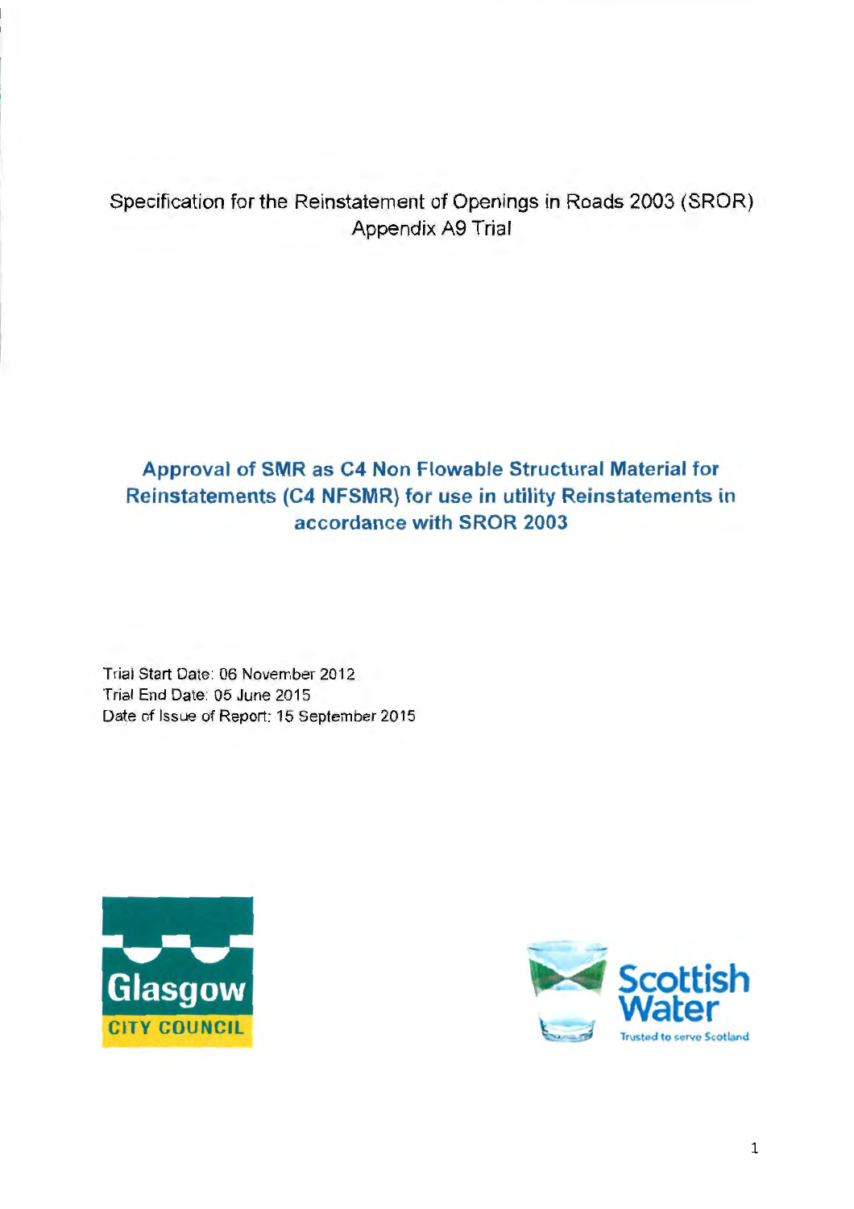Specification for the Reinstatement of Openings in Roads 2003 (SROR)
Appendix A9 Trial

# Approval of SMR as C4 Non Flowable Structural Material for Reinstatements (C4 NFSMR) for use in utility Reinstatements in accordance with SROR 2003

Trial Start Date: 06 November 2012
Trial End Date: 05 June 2015
Date of Issue of Report: 15 September 2015

Glasgow
CITY COUNCIL

Scottish Water
Trusted to serve Scotland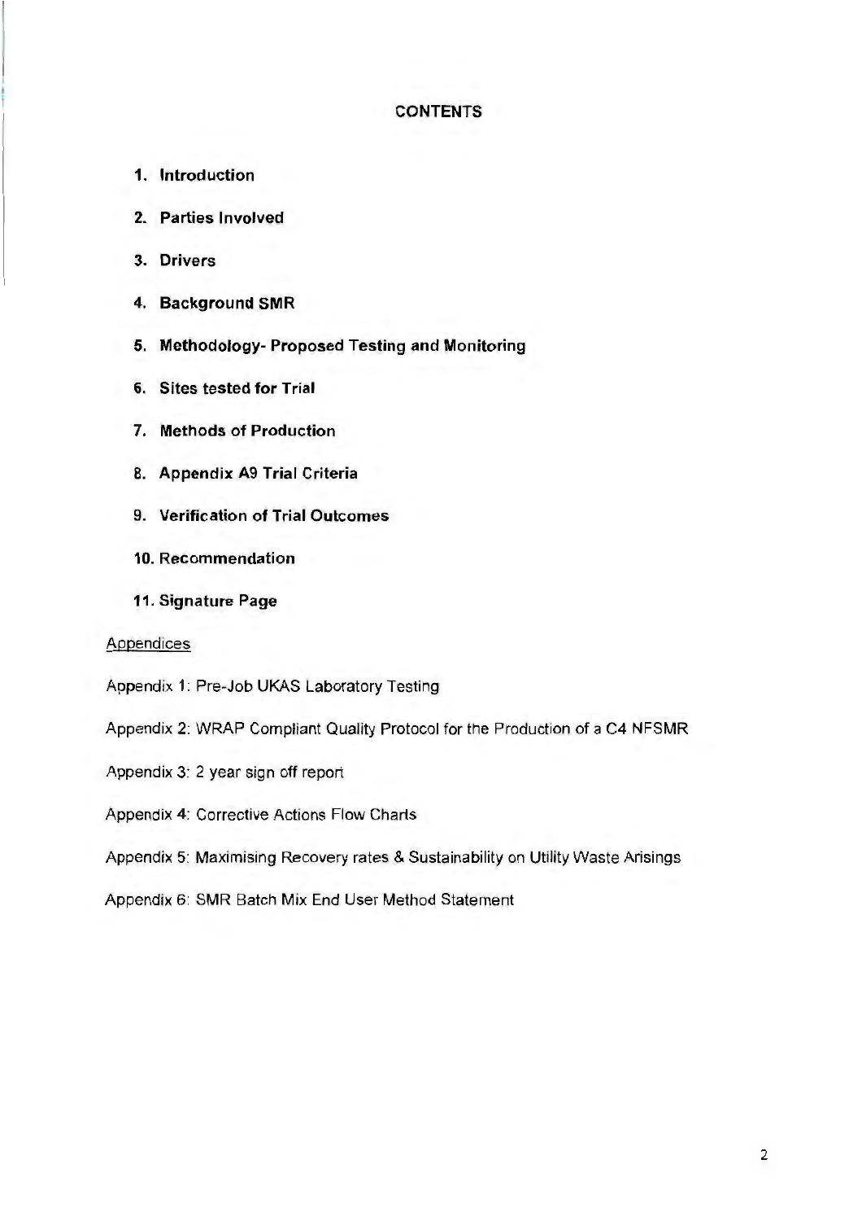## CONTENTS

1. **Introduction**
2. **Parties Involved**
3. **Drivers**
4. **Background SMR**
5. **Methodology- Proposed Testing and Monitoring**
6. **Sites tested for Trial**
7. **Methods of Production**
8. **Appendix A9 Trial Criteria**
9. **Verification of Trial Outcomes**
10. **Recommendation**
11. **Signature Page**

<u>Appendices</u>

Appendix 1: Pre-Job UKAS Laboratory Testing

Appendix 2: WRAP Compliant Quality Protocol for the Production of a C4 NFSMR

Appendix 3: 2 year sign off report

Appendix 4: Corrective Actions Flow Charts

Appendix 5: Maximising Recovery rates & Sustainability on Utility Waste Arisings

Appendix 6: SMR Batch Mix End User Method Statement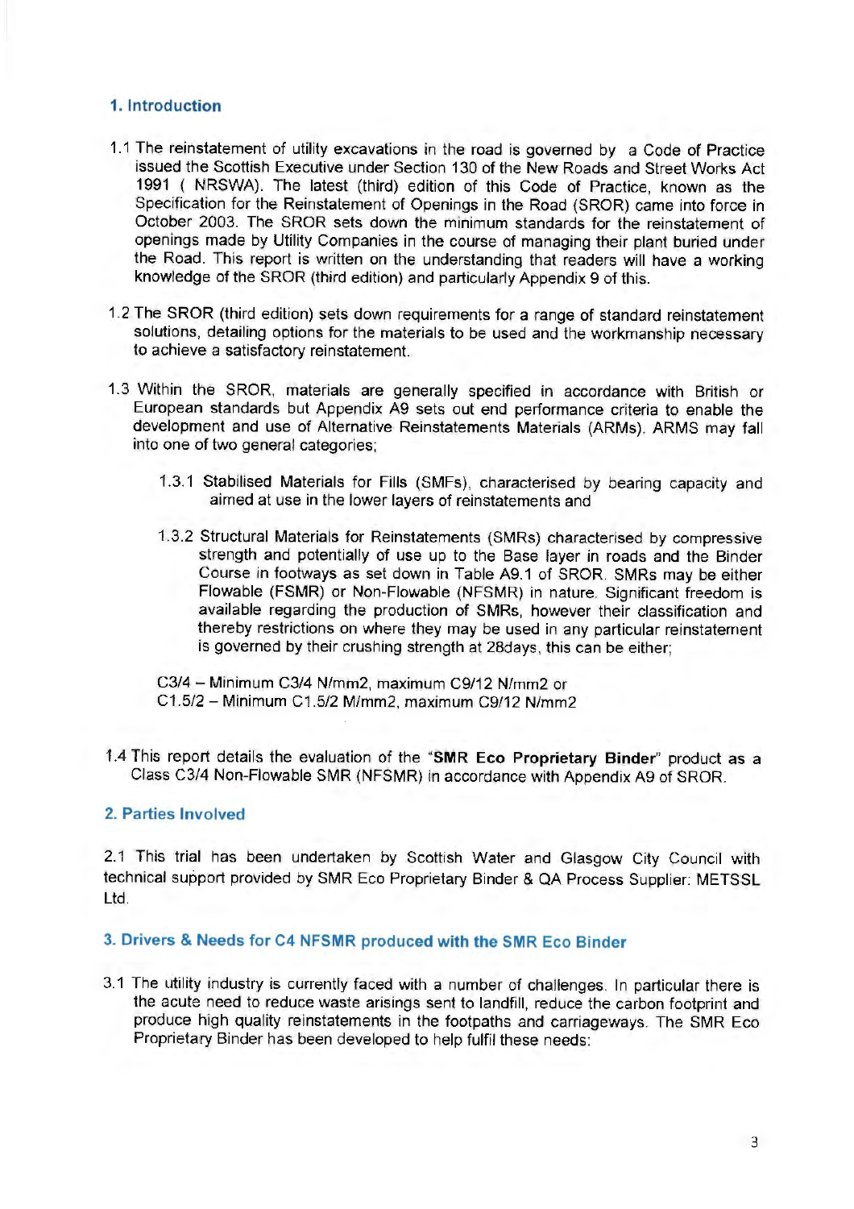## 1. Introduction

1.1 The reinstatement of utility excavations in the road is governed by a Code of Practice issued the Scottish Executive under Section 130 of the New Roads and Street Works Act 1991 ( NRSWA). The latest (third) edition of this Code of Practice, known as the Specification for the Reinstatement of Openings in the Road (SROR) came into force in October 2003. The SROR sets down the minimum standards for the reinstatement of openings made by Utility Companies in the course of managing their plant buried under the Road. This report is written on the understanding that readers will have a working knowledge of the SROR (third edition) and particularly Appendix 9 of this.

1.2 The SROR (third edition) sets down requirements for a range of standard reinstatement solutions, detailing options for the materials to be used and the workmanship necessary to achieve a satisfactory reinstatement.

1.3 Within the SROR, materials are generally specified in accordance with British or European standards but Appendix A9 sets out end performance criteria to enable the development and use of Alternative Reinstatements Materials (ARMs). ARMS may fall into one of two general categories;

1.3.1 Stabilised Materials for Fills (SMFs), characterised by bearing capacity and aimed at use in the lower layers of reinstatements and

1.3.2 Structural Materials for Reinstatements (SMRs) characterised by compressive strength and potentially of use up to the Base layer in roads and the Binder Course in footways as set down in Table A9.1 of SROR. SMRs may be either Flowable (FSMR) or Non-Flowable (NFSMR) in nature. Significant freedom is available regarding the production of SMRs, however their classification and thereby restrictions on where they may be used in any particular reinstatement is governed by their crushing strength at 28days, this can be either;

C3/4 – Minimum C3/4 N/mm2, maximum C9/12 N/mm2 or
C1.5/2 – Minimum C1.5/2 M/mm2, maximum C9/12 N/mm2

1.4 This report details the evaluation of the "**SMR Eco Proprietary Binder**" product as a Class C3/4 Non-Flowable SMR (NFSMR) in accordance with Appendix A9 of SROR.

## 2. Parties Involved

2.1 This trial has been undertaken by Scottish Water and Glasgow City Council with technical support provided by SMR Eco Proprietary Binder & QA Process Supplier: METSSL Ltd.

## 3. Drivers & Needs for C4 NFSMR produced with the SMR Eco Binder

3.1 The utility industry is currently faced with a number of challenges. In particular there is the acute need to reduce waste arisings sent to landfill, reduce the carbon footprint and produce high quality reinstatements in the footpaths and carriageways. The SMR Eco Proprietary Binder has been developed to help fulfil these needs: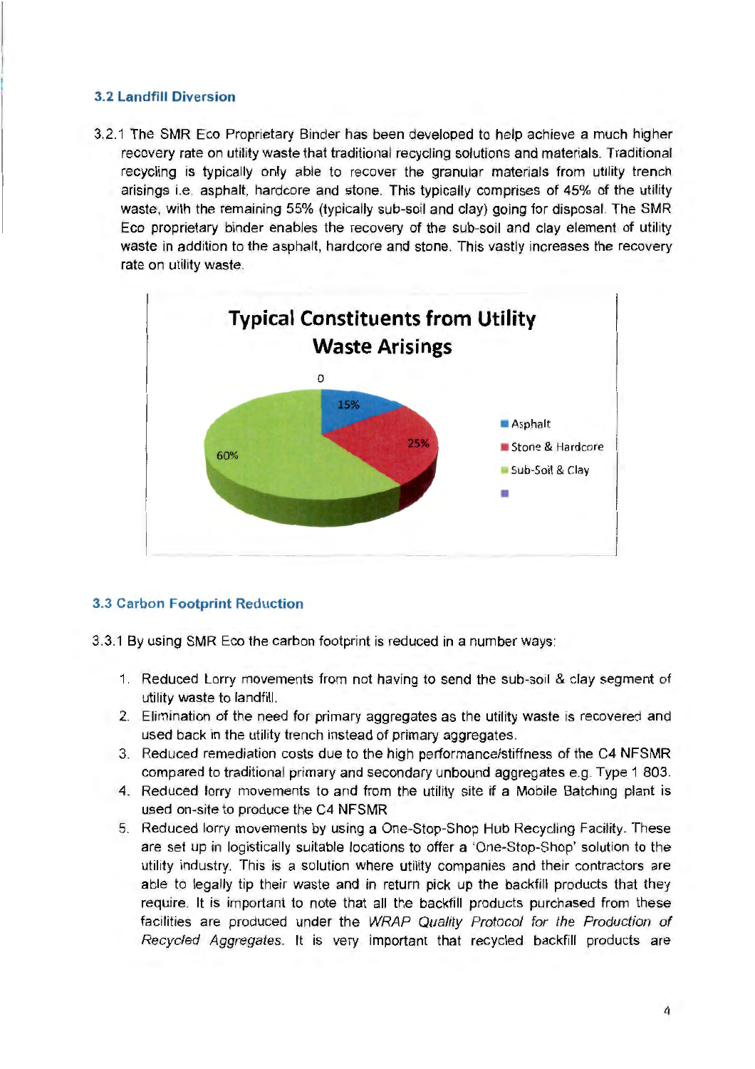### 3.2 Landfill Diversion

3.2.1 The SMR Eco Proprietary Binder has been developed to help achieve a much higher recovery rate on utility waste that traditional recycling solutions and materials. Traditional recycling is typically only able to recover the granular materials from utility trench arisings i.e. asphalt, hardcore and stone. This typically comprises of 45% of the utility waste, with the remaining 55% (typically sub-soil and clay) going for disposal. The SMR Eco proprietary binder enables the recovery of the sub-soil and clay element of utility waste in addition to the asphalt, hardcore and stone. This vastly increases the recovery rate on utility waste.

**Typical Constituents from Utility Waste Arisings**

| Constituent | Percentage |
|---|---|
| Asphalt | 15% |
| Stone & Hardcore | 25% |
| Sub-Soil & Clay | 60% |

### 3.3 Carbon Footprint Reduction

3.3.1 By using SMR Eco the carbon footprint is reduced in a number ways:

1. Reduced Lorry movements from not having to send the sub-soil & clay segment of utility waste to landfill.
2. Elimination of the need for primary aggregates as the utility waste is recovered and used back in the utility trench instead of primary aggregates.
3. Reduced remediation costs due to the high performance/stiffness of the C4 NFSMR compared to traditional primary and secondary unbound aggregates e.g. Type 1 803.
4. Reduced lorry movements to and from the utility site if a Mobile Batching plant is used on-site to produce the C4 NFSMR
5. Reduced lorry movements by using a One-Stop-Shop Hub Recycling Facility. These are set up in logistically suitable locations to offer a 'One-Stop-Shop' solution to the utility industry. This is a solution where utility companies and their contractors are able to legally tip their waste and in return pick up the backfill products that they require. It is important to note that all the backfill products purchased from these facilities are produced under the *WRAP Quality Protocol for the Production of Recycled Aggregates*. It is very important that recycled backfill products are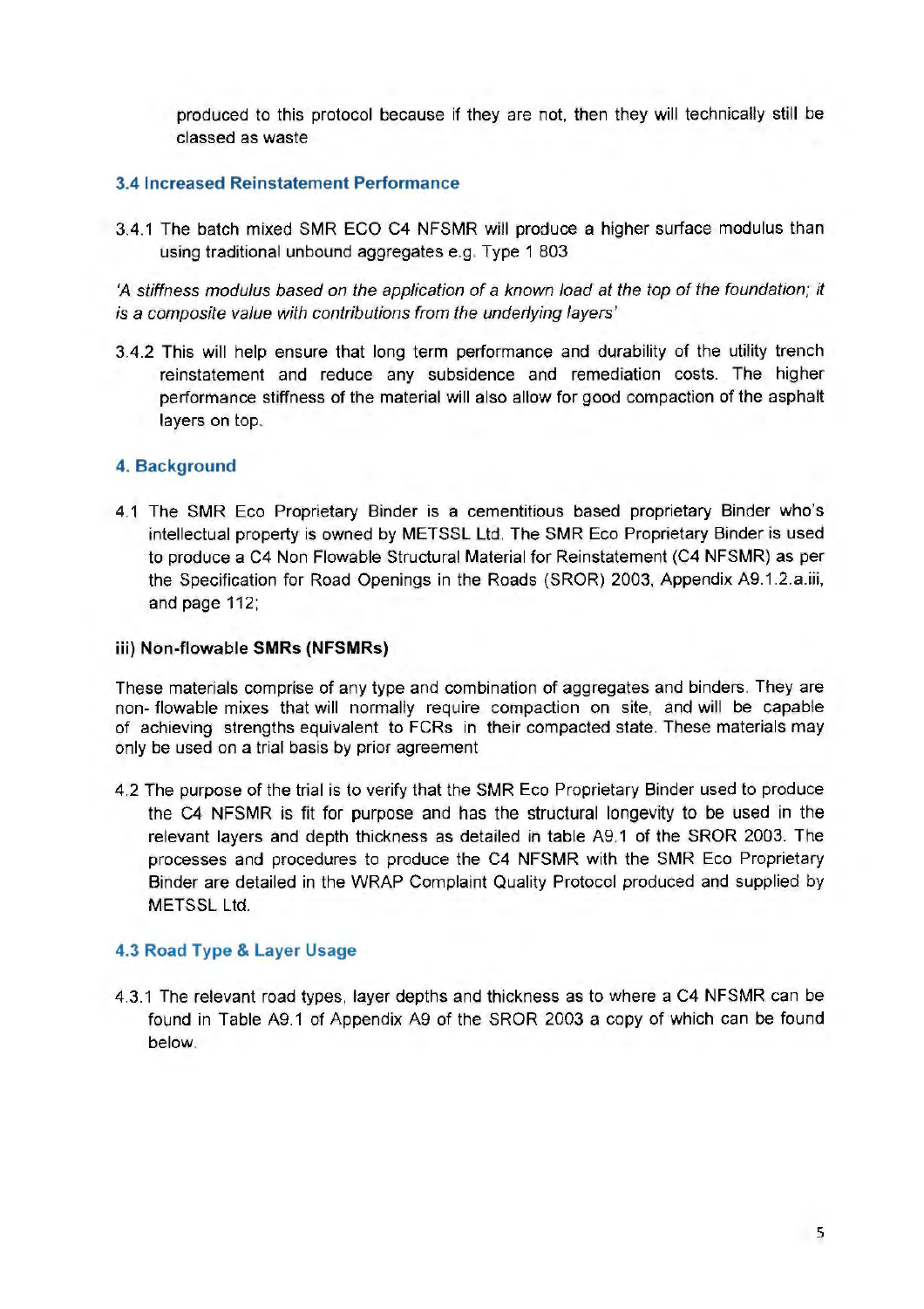produced to this protocol because if they are not, then they will technically still be classed as waste

### 3.4 Increased Reinstatement Performance

3.4.1 The batch mixed SMR ECO C4 NFSMR will produce a higher surface modulus than using traditional unbound aggregates e.g. Type 1 803

*'A stiffness modulus based on the application of a known load at the top of the foundation; it is a composite value with contributions from the underlying layers'*

3.4.2 This will help ensure that long term performance and durability of the utility trench reinstatement and reduce any subsidence and remediation costs. The higher performance stiffness of the material will also allow for good compaction of the asphalt layers on top.

## 4. Background

4.1 The SMR Eco Proprietary Binder is a cementitious based proprietary Binder who's intellectual property is owned by METSSL Ltd. The SMR Eco Proprietary Binder is used to produce a C4 Non Flowable Structural Material for Reinstatement (C4 NFSMR) as per the Specification for Road Openings in the Roads (SROR) 2003, Appendix A9.1.2.a.iii, and page 112;

**iii) Non-flowable SMRs (NFSMRs)**

These materials comprise of any type and combination of aggregates and binders. They are non- flowable mixes that will normally require compaction on site, and will be capable of achieving strengths equivalent to FCRs in their compacted state. These materials may only be used on a trial basis by prior agreement

4.2 The purpose of the trial is to verify that the SMR Eco Proprietary Binder used to produce the C4 NFSMR is fit for purpose and has the structural longevity to be used in the relevant layers and depth thickness as detailed in table A9.1 of the SROR 2003. The processes and procedures to produce the C4 NFSMR with the SMR Eco Proprietary Binder are detailed in the WRAP Complaint Quality Protocol produced and supplied by METSSL Ltd.

### 4.3 Road Type & Layer Usage

4.3.1 The relevant road types, layer depths and thickness as to where a C4 NFSMR can be found in Table A9.1 of Appendix A9 of the SROR 2003 a copy of which can be found below.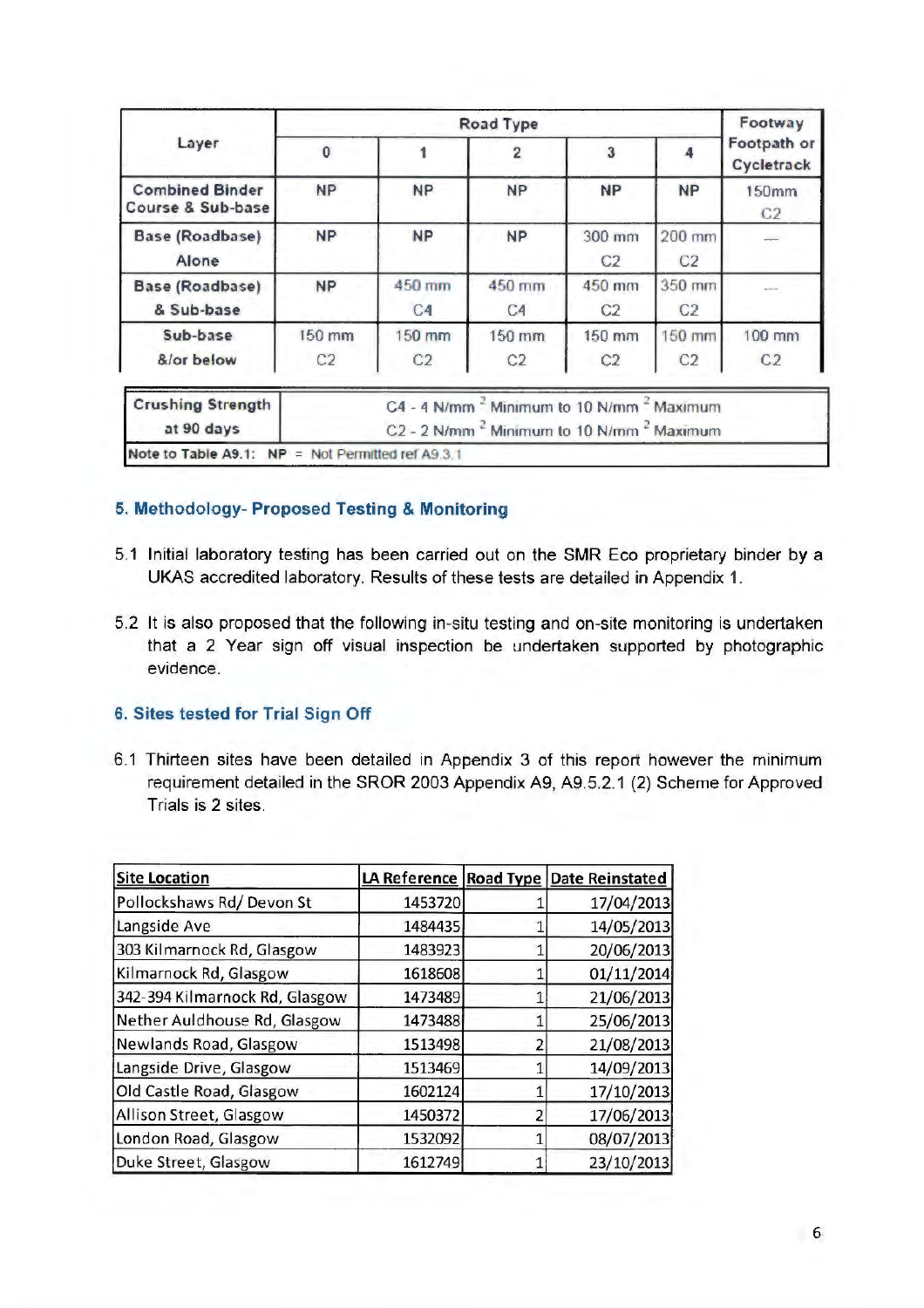| Layer | Road Type | | | | | Footway Footpath or Cycletrack |
|---|---|---|---|---|---|---|
| | 0 | 1 | 2 | 3 | 4 | |
| Combined Binder Course & Sub-base | NP | NP | NP | NP | NP | 150mm C2 |
| Base (Roadbase) Alone | NP | NP | NP | 300 mm C2 | 200 mm C2 | — |
| Base (Roadbase) & Sub-base | NP | 450 mm C4 | 450 mm C4 | 450 mm C2 | 350 mm C2 | — |
| Sub-base &/or below | 150 mm C2 | 150 mm C2 | 150 mm C2 | 150 mm C2 | 150 mm C2 | 100 mm C2 |

| Crushing Strength at 90 days | C4 - 4 N/mm $^2$ Minimum to 10 N/mm $^2$ Maximum<br>C2 - 2 N/mm $^2$ Minimum to 10 N/mm $^2$ Maximum |
|---|---|
| Note to Table A9.1: NP = Not Permitted ref A9.3.1 | |

## 5. Methodology- Proposed Testing & Monitoring

5.1 Initial laboratory testing has been carried out on the SMR Eco proprietary binder by a UKAS accredited laboratory. Results of these tests are detailed in Appendix 1.

5.2 It is also proposed that the following in-situ testing and on-site monitoring is undertaken that a 2 Year sign off visual inspection be undertaken supported by photographic evidence.

## 6. Sites tested for Trial Sign Off

6.1 Thirteen sites have been detailed in Appendix 3 of this report however the minimum requirement detailed in the SROR 2003 Appendix A9, A9.5.2.1 (2) Scheme for Approved Trials is 2 sites.

| Site Location | LA Reference | Road Type | Date Reinstated |
|---|---|---|---|
| Pollockshaws Rd/ Devon St | 1453720 | 1 | 17/04/2013 |
| Langside Ave | 1484435 | 1 | 14/05/2013 |
| 303 Kilmarnock Rd, Glasgow | 1483923 | 1 | 20/06/2013 |
| Kilmarnock Rd, Glasgow | 1618608 | 1 | 01/11/2014 |
| 342-394 Kilmarnock Rd, Glasgow | 1473489 | 1 | 21/06/2013 |
| Nether Auldhouse Rd, Glasgow | 1473488 | 1 | 25/06/2013 |
| Newlands Road, Glasgow | 1513498 | 2 | 21/08/2013 |
| Langside Drive, Glasgow | 1513469 | 1 | 14/09/2013 |
| Old Castle Road, Glasgow | 1602124 | 1 | 17/10/2013 |
| Allison Street, Glasgow | 1450372 | 2 | 17/06/2013 |
| London Road, Glasgow | 1532092 | 1 | 08/07/2013 |
| Duke Street, Glasgow | 1612749 | 1 | 23/10/2013 |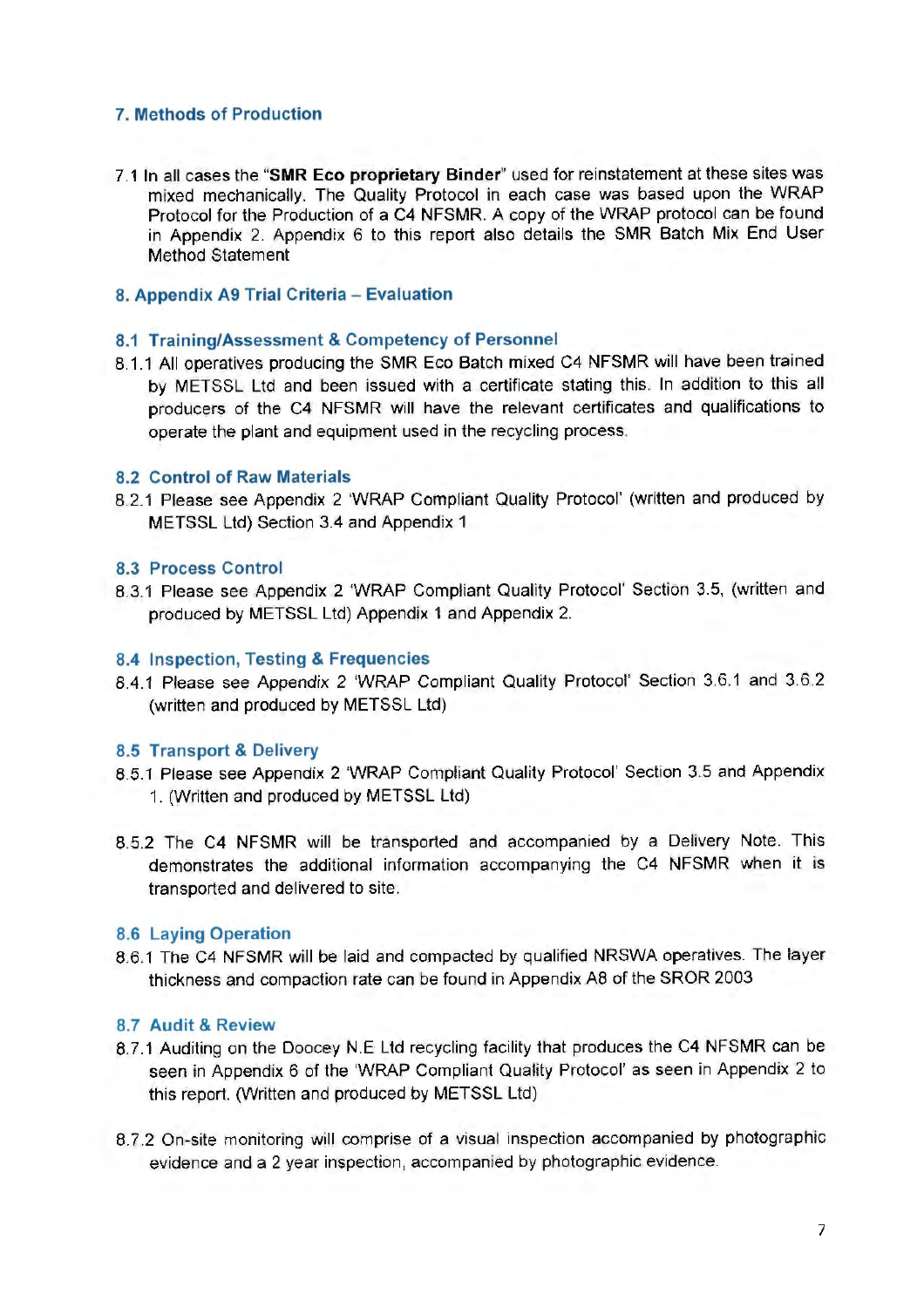## 7. Methods of Production

7.1 In all cases the "**SMR Eco proprietary Binder**" used for reinstatement at these sites was mixed mechanically. The Quality Protocol in each case was based upon the WRAP Protocol for the Production of a C4 NFSMR. A copy of the WRAP protocol can be found in Appendix 2. Appendix 6 to this report also details the SMR Batch Mix End User Method Statement

## 8. Appendix A9 Trial Criteria – Evaluation

### 8.1 Training/Assessment & Competency of Personnel

8.1.1 All operatives producing the SMR Eco Batch mixed C4 NFSMR will have been trained by METSSL Ltd and been issued with a certificate stating this. In addition to this all producers of the C4 NFSMR will have the relevant certificates and qualifications to operate the plant and equipment used in the recycling process.

### 8.2 Control of Raw Materials

8.2.1 Please see Appendix 2 'WRAP Compliant Quality Protocol' (written and produced by METSSL Ltd) Section 3.4 and Appendix 1

### 8.3 Process Control

8.3.1 Please see Appendix 2 'WRAP Compliant Quality Protocol' Section 3.5, (written and produced by METSSL Ltd) Appendix 1 and Appendix 2.

### 8.4 Inspection, Testing & Frequencies

8.4.1 Please see Appendix 2 'WRAP Compliant Quality Protocol' Section 3.6.1 and 3.6.2 (written and produced by METSSL Ltd)

### 8.5 Transport & Delivery

8.5.1 Please see Appendix 2 'WRAP Compliant Quality Protocol' Section 3.5 and Appendix 1. (Written and produced by METSSL Ltd)

8.5.2 The C4 NFSMR will be transported and accompanied by a Delivery Note. This demonstrates the additional information accompanying the C4 NFSMR when it is transported and delivered to site.

### 8.6 Laying Operation

8.6.1 The C4 NFSMR will be laid and compacted by qualified NRSWA operatives. The layer thickness and compaction rate can be found in Appendix A8 of the SROR 2003

### 8.7 Audit & Review

8.7.1 Auditing on the Doocey N.E Ltd recycling facility that produces the C4 NFSMR can be seen in Appendix 6 of the 'WRAP Compliant Quality Protocol' as seen in Appendix 2 to this report. (Written and produced by METSSL Ltd)

8.7.2 On-site monitoring will comprise of a visual inspection accompanied by photographic evidence and a 2 year inspection, accompanied by photographic evidence.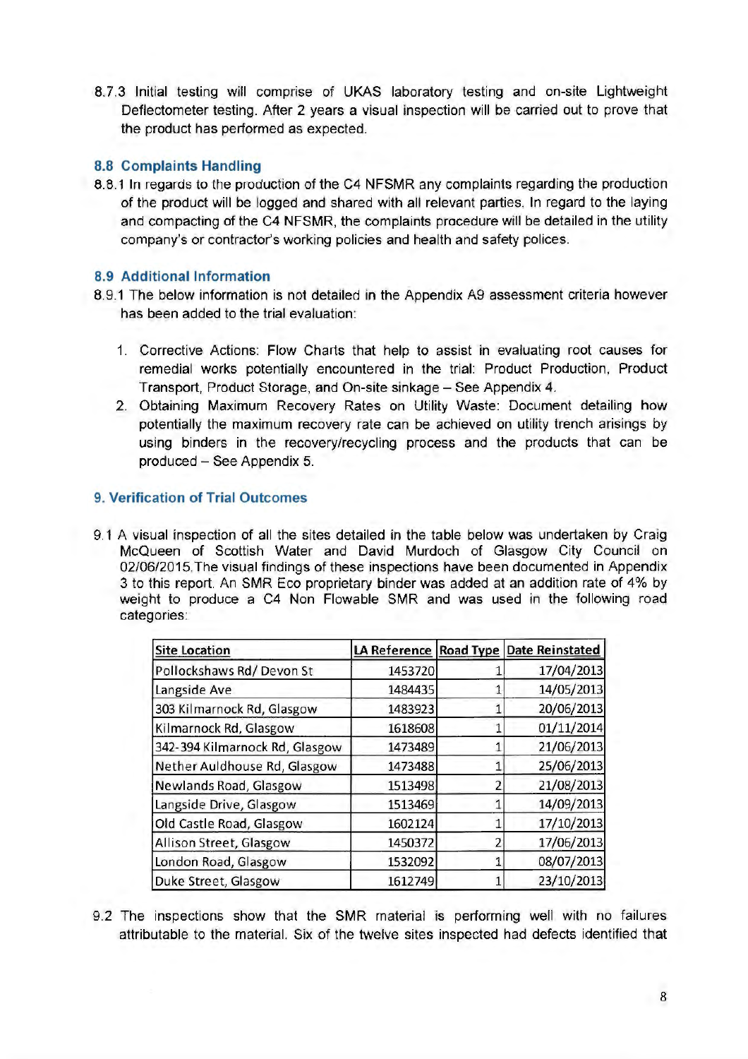8.7.3 Initial testing will comprise of UKAS laboratory testing and on-site Lightweight Deflectometer testing. After 2 years a visual inspection will be carried out to prove that the product has performed as expected.

### 8.8 Complaints Handling

8.8.1 In regards to the production of the C4 NFSMR any complaints regarding the production of the product will be logged and shared with all relevant parties. In regard to the laying and compacting of the C4 NFSMR, the complaints procedure will be detailed in the utility company's or contractor's working policies and health and safety polices.

### 8.9 Additional Information

8.9.1 The below information is not detailed in the Appendix A9 assessment criteria however has been added to the trial evaluation:

1. Corrective Actions: Flow Charts that help to assist in evaluating root causes for remedial works potentially encountered in the trial: Product Production, Product Transport, Product Storage, and On-site sinkage – See Appendix 4.
2. Obtaining Maximum Recovery Rates on Utility Waste: Document detailing how potentially the maximum recovery rate can be achieved on utility trench arisings by using binders in the recovery/recycling process and the products that can be produced – See Appendix 5.

## 9. Verification of Trial Outcomes

9.1 A visual inspection of all the sites detailed in the table below was undertaken by Craig McQueen of Scottish Water and David Murdoch of Glasgow City Council on 02/06/2015.The visual findings of these inspections have been documented in Appendix 3 to this report. An SMR Eco proprietary binder was added at an addition rate of 4% by weight to produce a C4 Non Flowable SMR and was used in the following road categories:

| Site Location | LA Reference | Road Type | Date Reinstated |
|---|---|---|---|
| Pollockshaws Rd/ Devon St | 1453720 | 1 | 17/04/2013 |
| Langside Ave | 1484435 | 1 | 14/05/2013 |
| 303 Kilmarnock Rd, Glasgow | 1483923 | 1 | 20/06/2013 |
| Kilmarnock Rd, Glasgow | 1618608 | 1 | 01/11/2014 |
| 342-394 Kilmarnock Rd, Glasgow | 1473489 | 1 | 21/06/2013 |
| Nether Auldhouse Rd, Glasgow | 1473488 | 1 | 25/06/2013 |
| Newlands Road, Glasgow | 1513498 | 2 | 21/08/2013 |
| Langside Drive, Glasgow | 1513469 | 1 | 14/09/2013 |
| Old Castle Road, Glasgow | 1602124 | 1 | 17/10/2013 |
| Allison Street, Glasgow | 1450372 | 2 | 17/06/2013 |
| London Road, Glasgow | 1532092 | 1 | 08/07/2013 |
| Duke Street, Glasgow | 1612749 | 1 | 23/10/2013 |

9.2 The inspections show that the SMR material is performing well with no failures attributable to the material. Six of the twelve sites inspected had defects identified that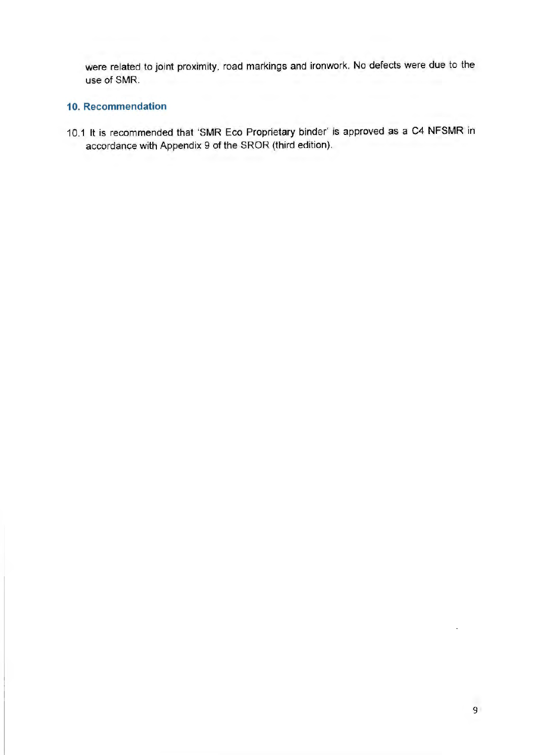were related to joint proximity, road markings and ironwork. No defects were due to the use of SMR.

## 10. Recommendation

10.1 It is recommended that 'SMR Eco Proprietary binder' is approved as a C4 NFSMR in accordance with Appendix 9 of the SROR (third edition).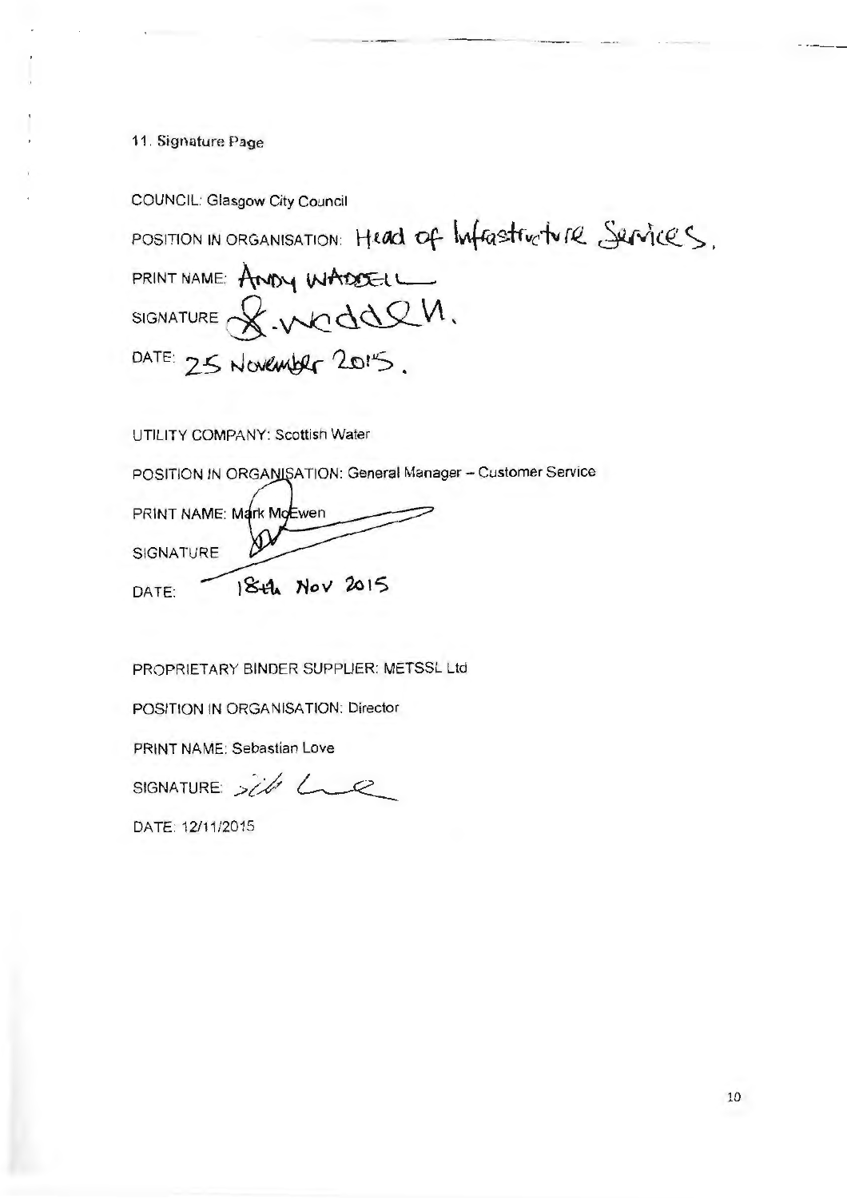11. Signature Page

COUNCIL: Glasgow City Council

POSITION IN ORGANISATION: Head of Infrastructure Services.

PRINT NAME: ANDY WADDELL

SIGNATURE A. Waddell.

DATE: 25 November 2015.

UTILITY COMPANY: Scottish Water

POSITION IN ORGANISATION: General Manager – Customer Service

PRINT NAME: Mark McEwen

SIGNATURE

DATE: 18th Nov 2015

PROPRIETARY BINDER SUPPLIER: METSSL Ltd

POSITION IN ORGANISATION: Director

PRINT NAME: Sebastian Love

SIGNATURE: Seb Love

DATE: 12/11/2015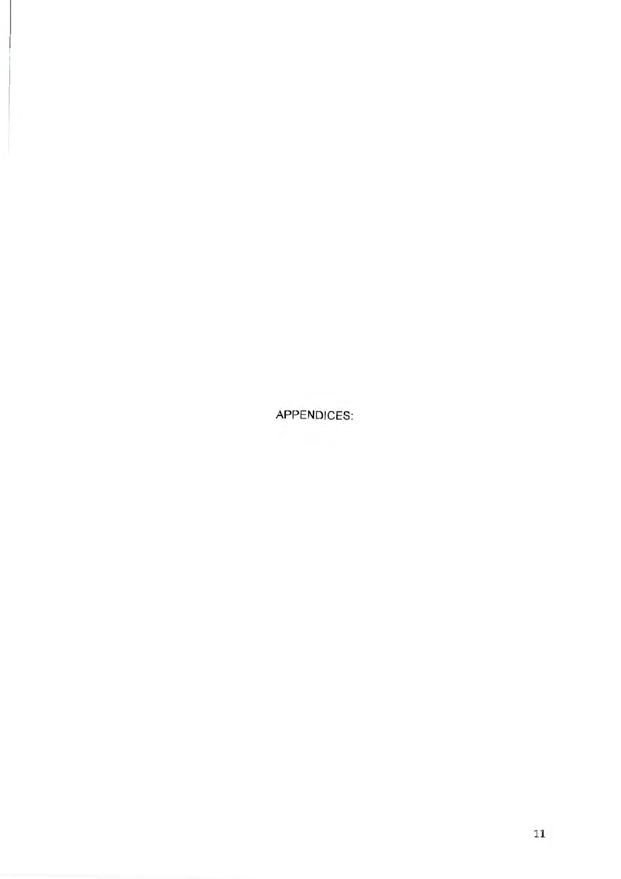APPENDICES: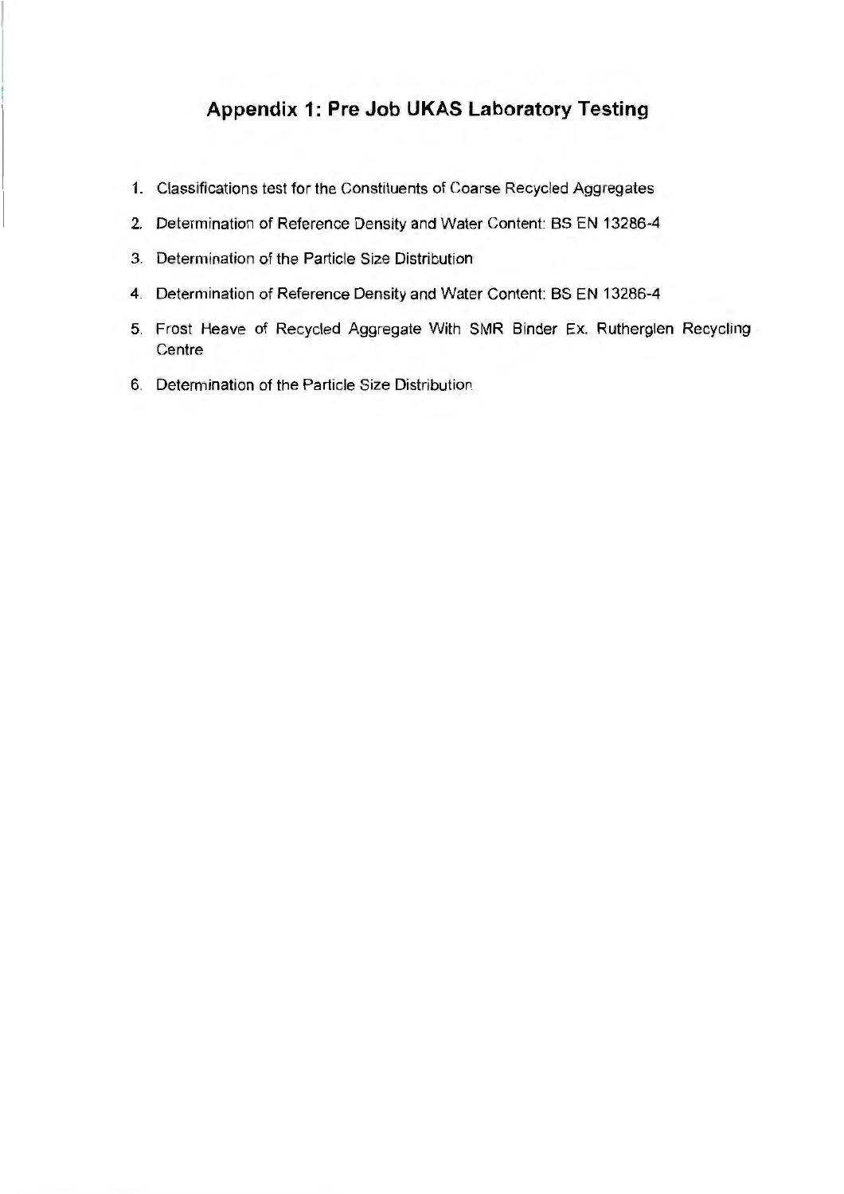## Appendix 1: Pre Job UKAS Laboratory Testing

1. Classifications test for the Constituents of Coarse Recycled Aggregates
2. Determination of Reference Density and Water Content: BS EN 13286-4
3. Determination of the Particle Size Distribution
4. Determination of Reference Density and Water Content: BS EN 13286-4
5. Frost Heave of Recycled Aggregate With SMR Binder Ex. Rutherglen Recycling Centre
6. Determination of the Particle Size Distribution